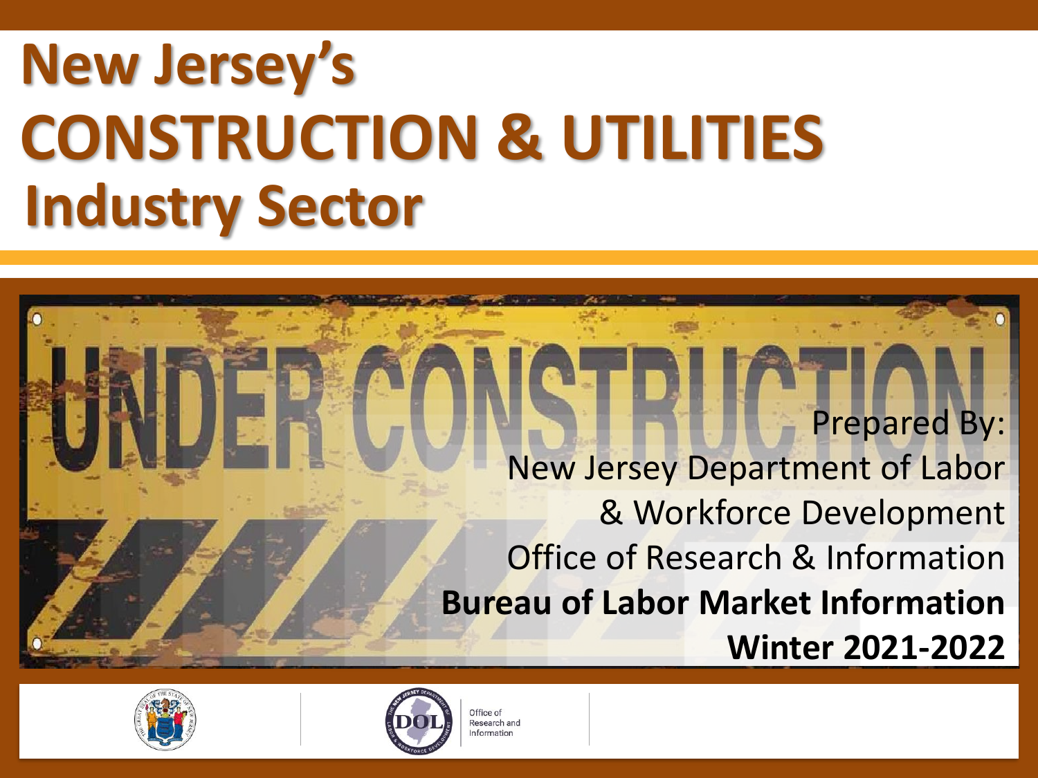# New Jersey's CONSTRUCTION & UTILITIES Industry Sector

Prepared By:
New Jersey Department of Labor & Workforce Development
Office of Research & Information
**Bureau of Labor Market Information**
**Winter 2021-2022**

Office of Research and Information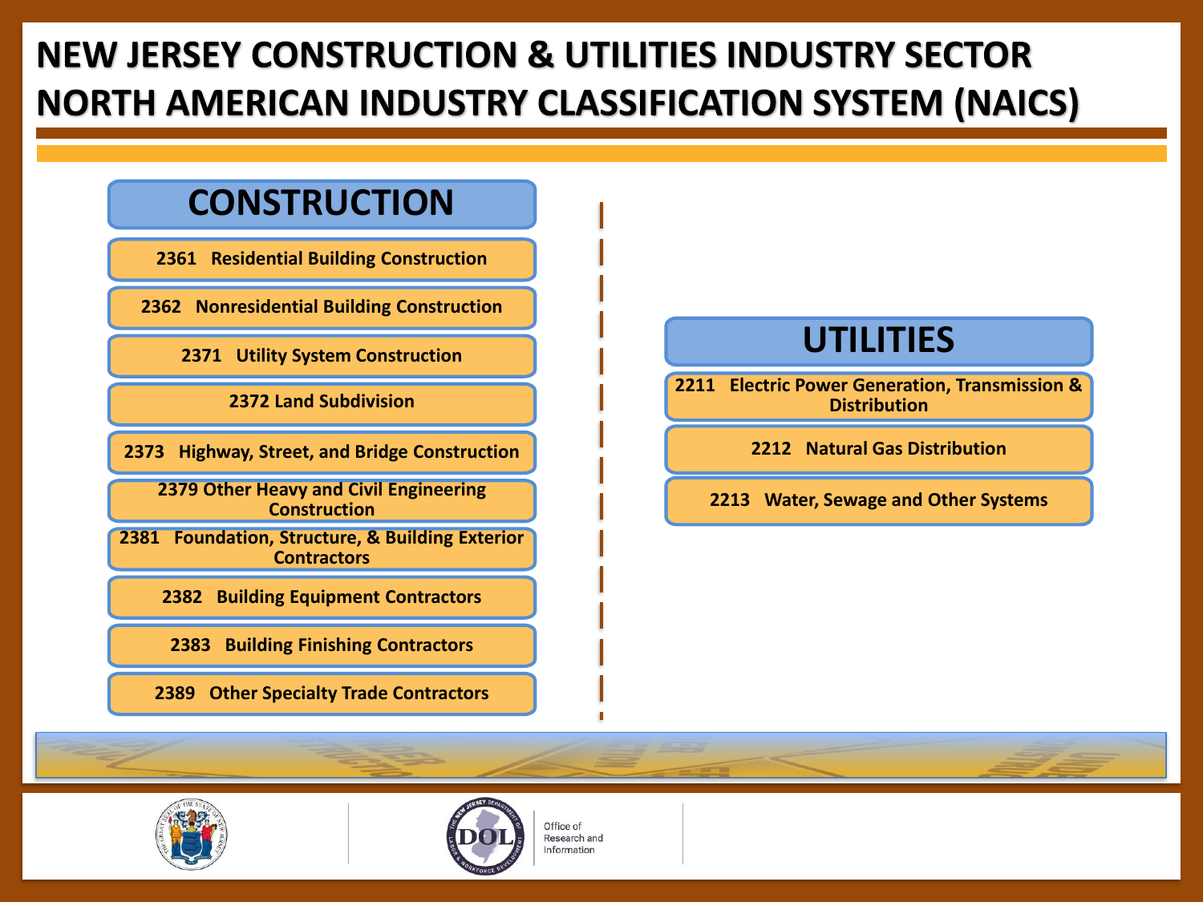# NEW JERSEY CONSTRUCTION & UTILITIES INDUSTRY SECTOR NORTH AMERICAN INDUSTRY CLASSIFICATION SYSTEM (NAICS)

## CONSTRUCTION

- 2361 Residential Building Construction
- 2362 Nonresidential Building Construction
- 2371 Utility System Construction
- 2372 Land Subdivision
- 2373 Highway, Street, and Bridge Construction
- 2379 Other Heavy and Civil Engineering Construction
- 2381 Foundation, Structure, & Building Exterior Contractors
- 2382 Building Equipment Contractors
- 2383 Building Finishing Contractors
- 2389 Other Specialty Trade Contractors

## UTILITIES

- 2211 Electric Power Generation, Transmission & Distribution
- 2212 Natural Gas Distribution
- 2213 Water, Sewage and Other Systems

Office of Research and Information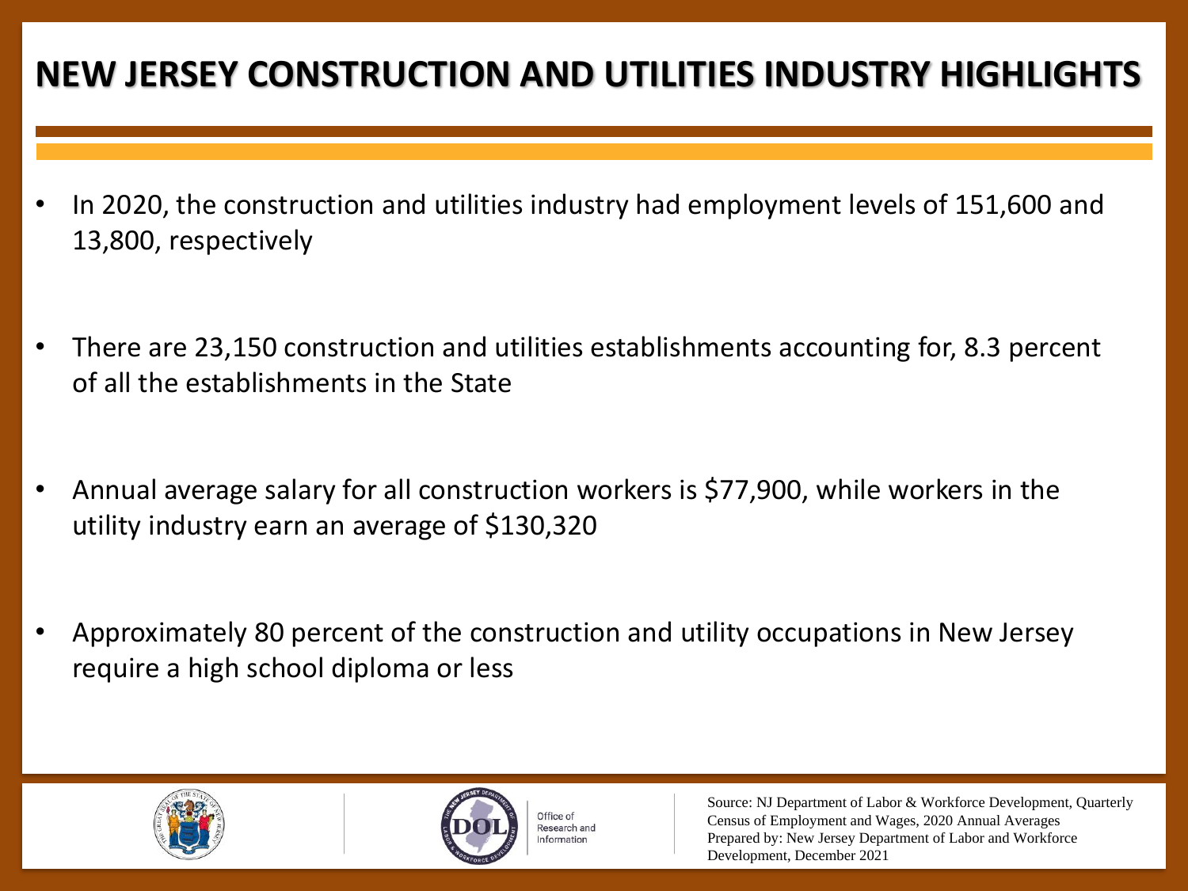# NEW JERSEY CONSTRUCTION AND UTILITIES INDUSTRY HIGHLIGHTS

- In 2020, the construction and utilities industry had employment levels of 151,600 and 13,800, respectively
- There are 23,150 construction and utilities establishments accounting for, 8.3 percent of all the establishments in the State
- Annual average salary for all construction workers is $77,900, while workers in the utility industry earn an average of $130,320
- Approximately 80 percent of the construction and utility occupations in New Jersey require a high school diploma or less

Office of Research and Information

Source: NJ Department of Labor & Workforce Development, Quarterly Census of Employment and Wages, 2020 Annual Averages
Prepared by: New Jersey Department of Labor and Workforce Development, December 2021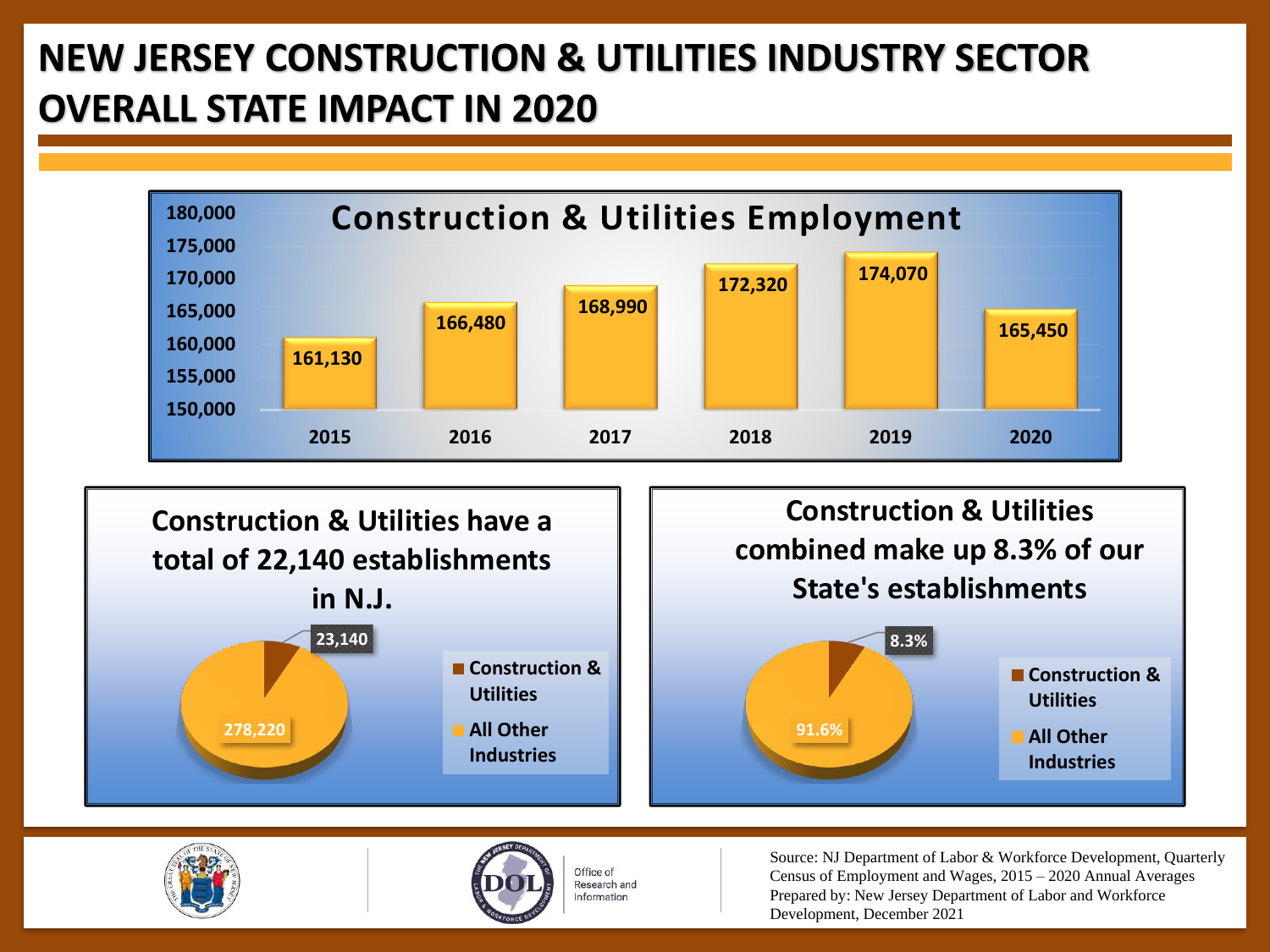# NEW JERSEY CONSTRUCTION & UTILITIES INDUSTRY SECTOR OVERALL STATE IMPACT IN 2020

## Construction & Utilities Employment

| Year | Employment |
|---|---|
| 2015 | 161,130 |
| 2016 | 166,480 |
| 2017 | 168,990 |
| 2018 | 172,320 |
| 2019 | 174,070 |
| 2020 | 165,450 |

## Construction & Utilities have a total of 22,140 establishments in N.J.

| Industry | Establishments |
|---|---|
| Construction & Utilities | 23,140 |
| All Other Industries | 278,220 |

## Construction & Utilities combined make up 8.3% of our State's establishments

| Industry | Share |
|---|---|
| Construction & Utilities | 8.3% |
| All Other Industries | 91.6% |

Office of Research and Information

Source: NJ Department of Labor & Workforce Development, Quarterly Census of Employment and Wages, 2015 – 2020 Annual Averages
Prepared by: New Jersey Department of Labor and Workforce Development, December 2021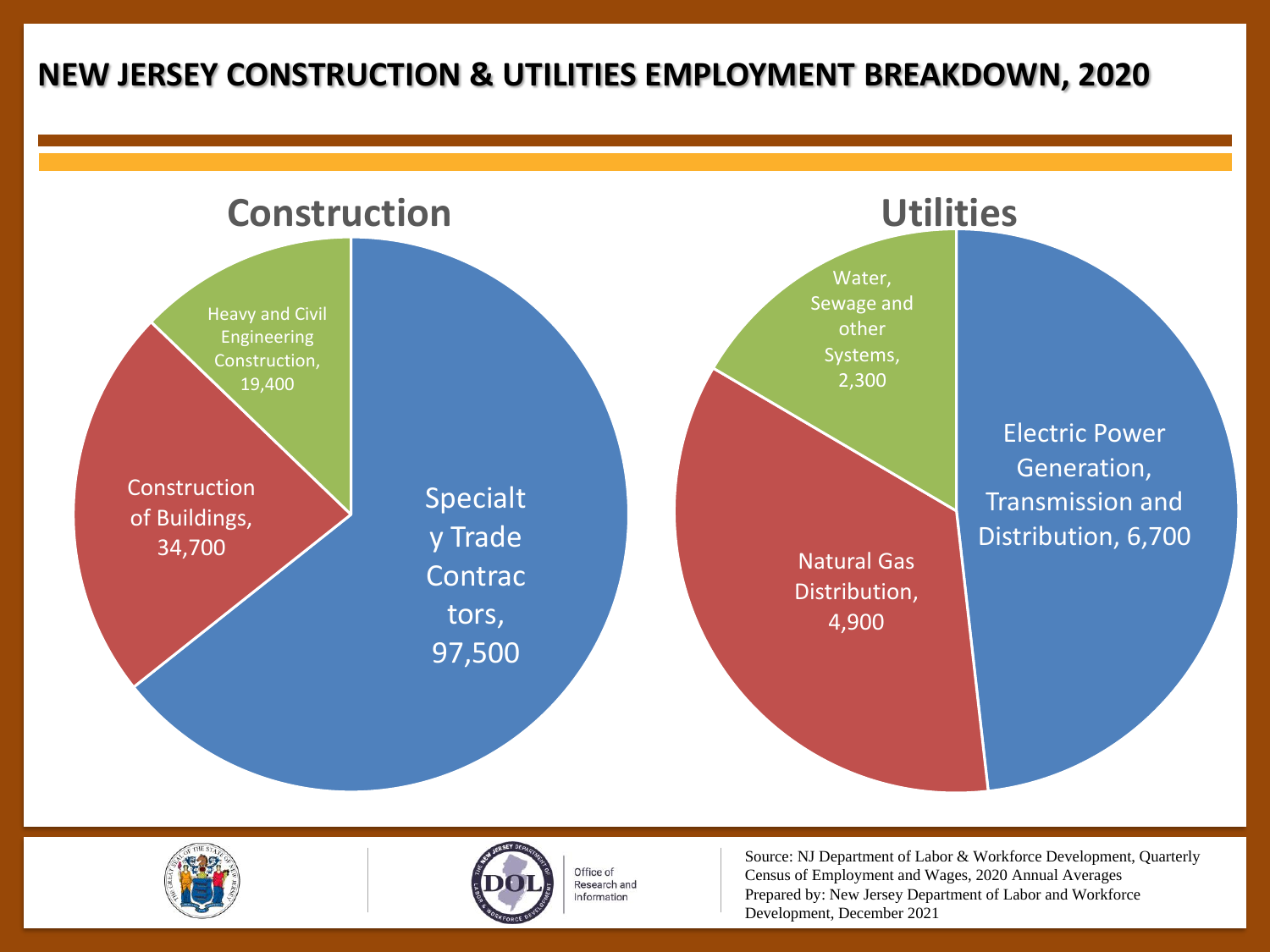# NEW JERSEY CONSTRUCTION & UTILITIES EMPLOYMENT BREAKDOWN, 2020

## Construction

- Specialty Trade Contractors, 97,500
- Construction of Buildings, 34,700
- Heavy and Civil Engineering Construction, 19,400

## Utilities

- Electric Power Generation, Transmission and Distribution, 6,700
- Natural Gas Distribution, 4,900
- Water, Sewage and other Systems, 2,300

Office of Research and Information

Source: NJ Department of Labor & Workforce Development, Quarterly Census of Employment and Wages, 2020 Annual Averages
Prepared by: New Jersey Department of Labor and Workforce Development, December 2021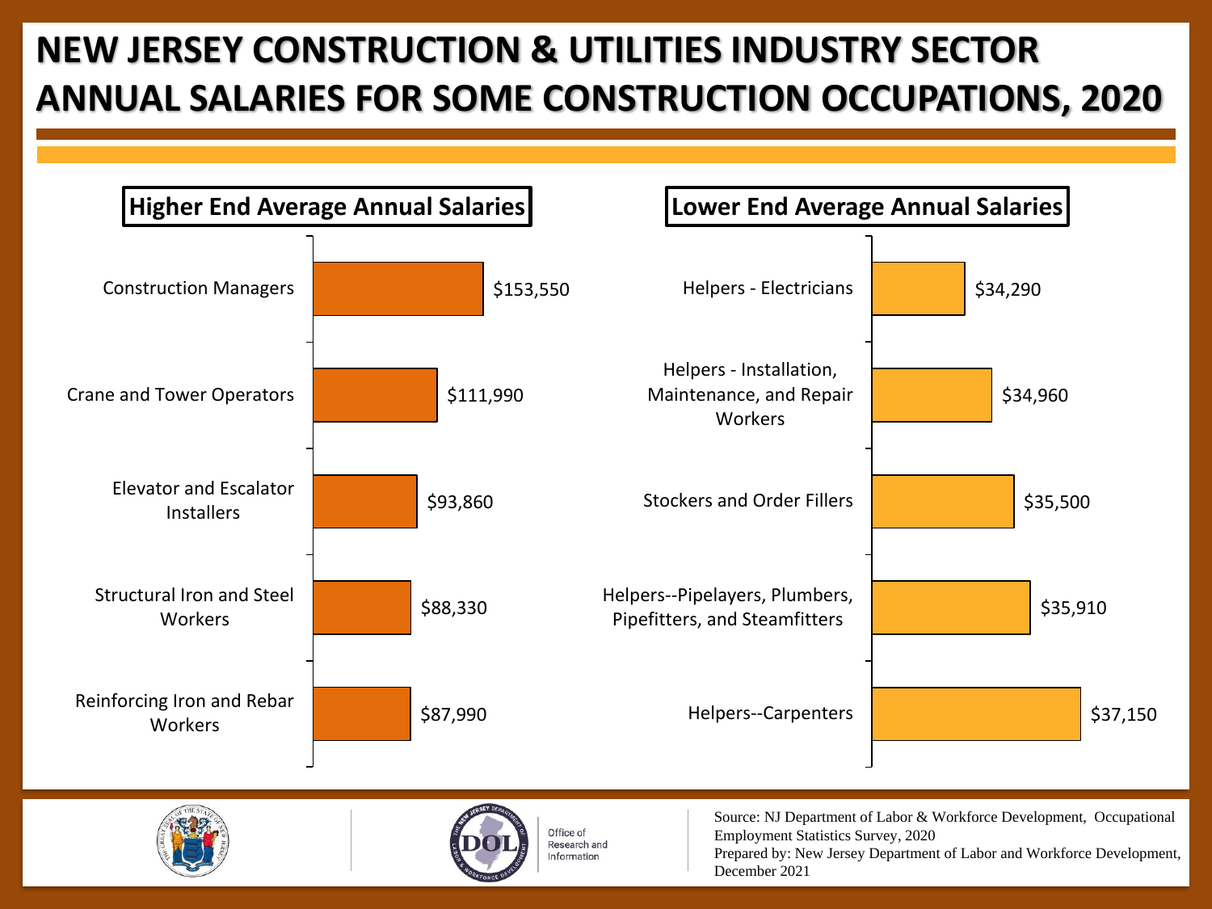# NEW JERSEY CONSTRUCTION & UTILITIES INDUSTRY SECTOR ANNUAL SALARIES FOR SOME CONSTRUCTION OCCUPATIONS, 2020

## Higher End Average Annual Salaries

| Occupation | Salary |
| --- | --- |
| Construction Managers | $153,550 |
| Crane and Tower Operators | $111,990 |
| Elevator and Escalator Installers | $93,860 |
| Structural Iron and Steel Workers | $88,330 |
| Reinforcing Iron and Rebar Workers | $87,990 |

## Lower End Average Annual Salaries

| Occupation | Salary |
| --- | --- |
| Helpers - Electricians | $34,290 |
| Helpers - Installation, Maintenance, and Repair Workers | $34,960 |
| Stockers and Order Fillers | $35,500 |
| Helpers--Pipelayers, Plumbers, Pipefitters, and Steamfitters | $35,910 |
| Helpers--Carpenters | $37,150 |

Office of Research and Information

Source: NJ Department of Labor & Workforce Development, Occupational Employment Statistics Survey, 2020
Prepared by: New Jersey Department of Labor and Workforce Development, December 2021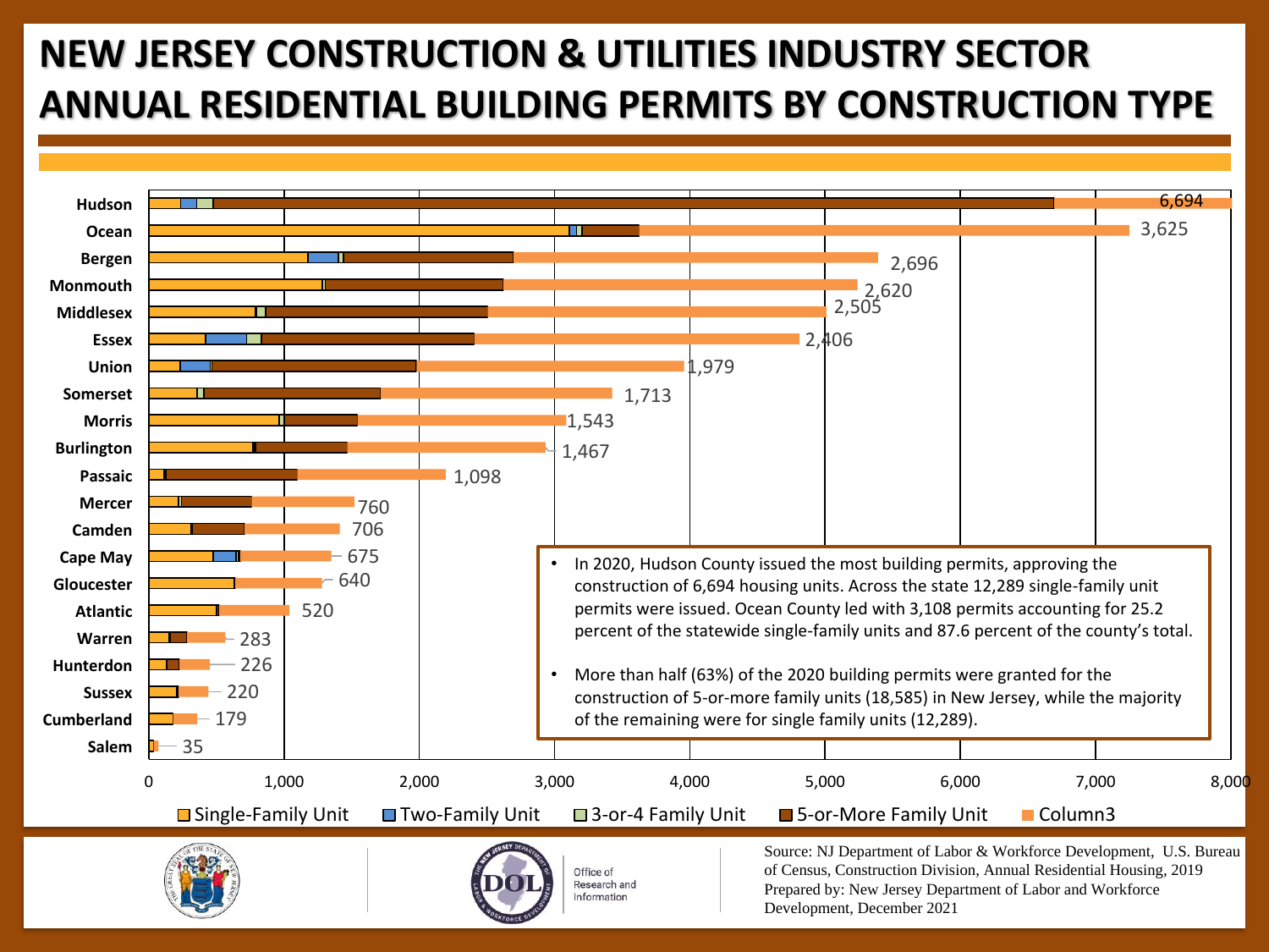# NEW JERSEY CONSTRUCTION & UTILITIES INDUSTRY SECTOR ANNUAL RESIDENTIAL BUILDING PERMITS BY CONSTRUCTION TYPE

| County | Total Permits |
|---|---|
| Hudson | 6,694 |
| Ocean | 3,625 |
| Bergen | 2,696 |
| Monmouth | 2,620 |
| Middlesex | 2,505 |
| Essex | 2,406 |
| Union | 1,979 |
| Somerset | 1,713 |
| Morris | 1,543 |
| Burlington | 1,467 |
| Passaic | 1,098 |
| Mercer | 760 |
| Camden | 706 |
| Cape May | 675 |
| Gloucester | 640 |
| Atlantic | 520 |
| Warren | 283 |
| Hunterdon | 226 |
| Sussex | 220 |
| Cumberland | 179 |
| Salem | 35 |

Legend: Single-Family Unit, Two-Family Unit, 3-or-4 Family Unit, 5-or-More Family Unit, Column3

- In 2020, Hudson County issued the most building permits, approving the construction of 6,694 housing units. Across the state 12,289 single-family unit permits were issued. Ocean County led with 3,108 permits accounting for 25.2 percent of the statewide single-family units and 87.6 percent of the county's total.
- More than half (63%) of the 2020 building permits were granted for the construction of 5-or-more family units (18,585) in New Jersey, while the majority of the remaining were for single family units (12,289).

Office of Research and Information

Source: NJ Department of Labor & Workforce Development, U.S. Bureau of Census, Construction Division, Annual Residential Housing, 2019
Prepared by: New Jersey Department of Labor and Workforce Development, December 2021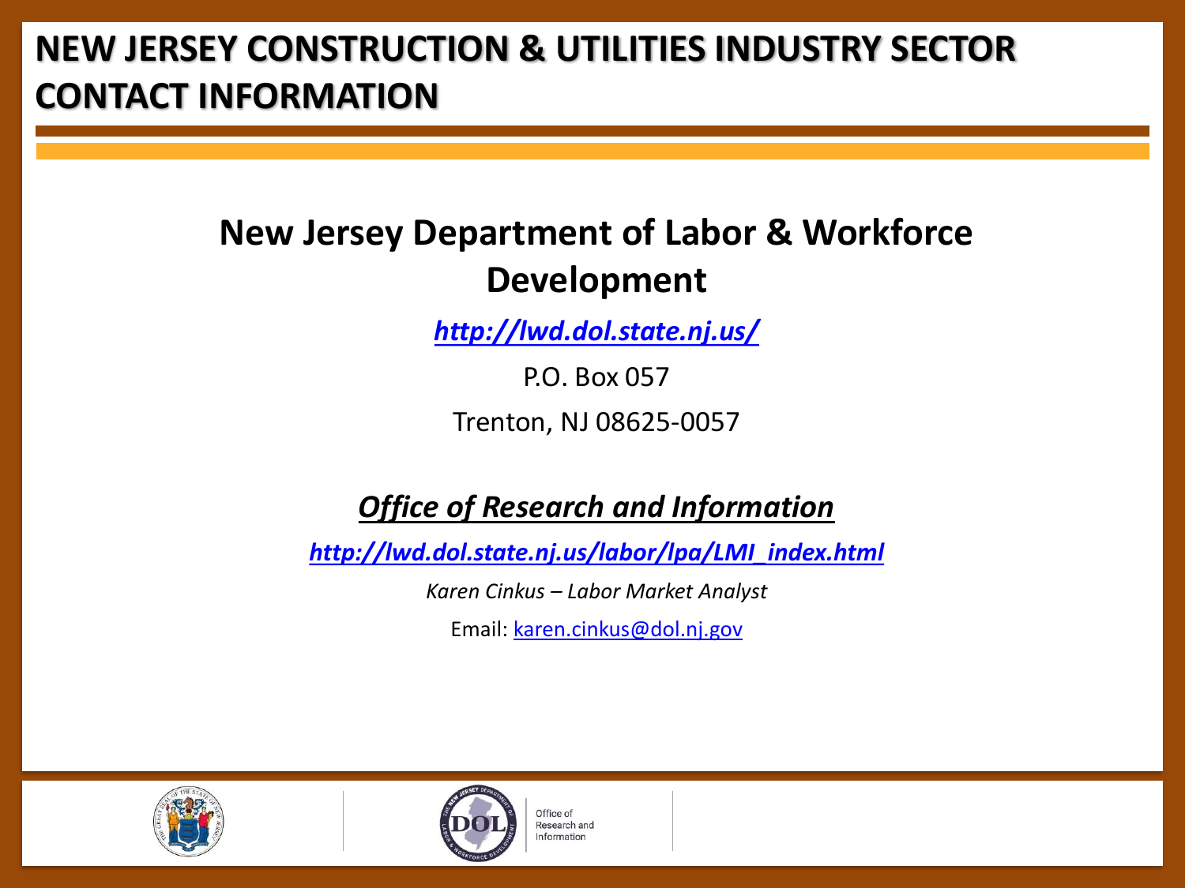# NEW JERSEY CONSTRUCTION & UTILITIES INDUSTRY SECTOR CONTACT INFORMATION

## New Jersey Department of Labor & Workforce Development

***http://lwd.dol.state.nj.us/***

P.O. Box 057

Trenton, NJ 08625-0057

### *Office of Research and Information*

***http://lwd.dol.state.nj.us/labor/lpa/LMI_index.html***

*Karen Cinkus – Labor Market Analyst*

Email: karen.cinkus@dol.nj.gov

Office of Research and Information